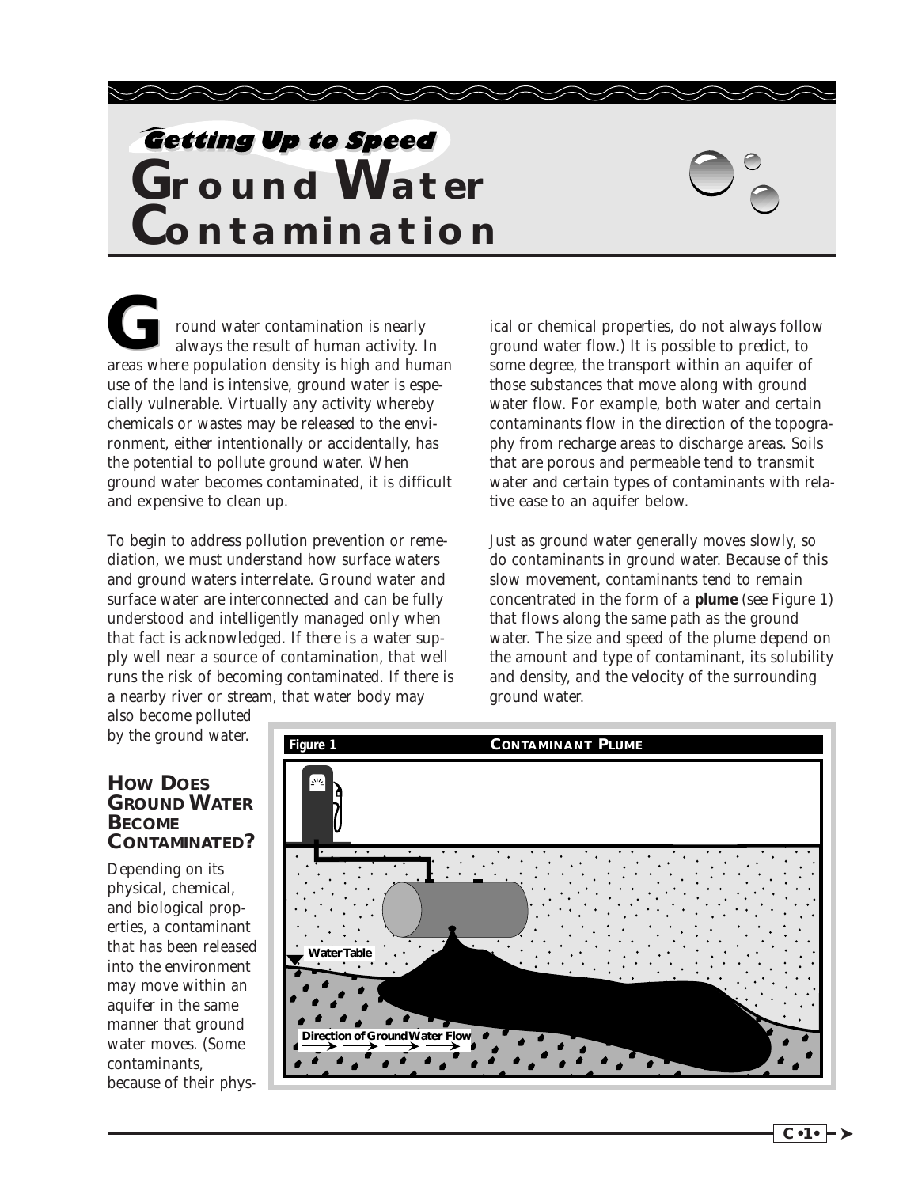*Getting Up to Speed*

# Ground Water Contamination

Ground water contamination is nearly always the result of human activity. In areas where population density is high and human use of the land is intensive, ground water is especially vulnerable. Virtually any activity whereby chemicals or wastes may be released to the environment, either intentionally or accidentally, has the potential to pollute ground water. When ground water becomes contaminated, it is difficult and expensive to clean up.

To begin to address pollution prevention or remediation, we must understand how surface waters and ground waters interrelate. Ground water and surface water are interconnected and can be fully understood and intelligently managed only when that fact is acknowledged. If there is a water supply well near a source of contamination, that well runs the risk of becoming contaminated. If there is a nearby river or stream, that water body may also become polluted by the ground water.

## HOW DOES GROUND WATER BECOME CONTAMINATED?

Depending on its physical, chemical, and biological properties, a contaminant that has been released into the environment may move within an aquifer in the same manner that ground water moves. (Some contaminants, because of their physical or chemical properties, do not always follow ground water flow.) It is possible to predict, to some degree, the transport within an aquifer of those substances that move along with ground water flow. For example, both water and certain contaminants flow in the direction of the topography from recharge areas to discharge areas. Soils that are porous and permeable tend to transmit water and certain types of contaminants with relative ease to an aquifer below.

Just as ground water generally moves slowly, so do contaminants in ground water. Because of this slow movement, contaminants tend to remain concentrated in the form of a **plume** (see Figure 1) that flows along the same path as the ground water. The size and speed of the plume depend on the amount and type of contaminant, its solubility and density, and the velocity of the surrounding ground water.

**Figure 1** CONTAMINANT PLUME

Water Table

Direction of Ground Water Flow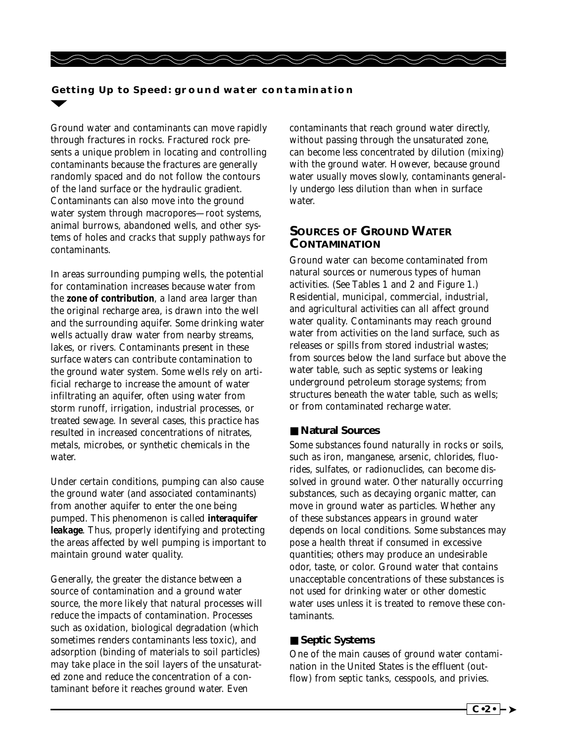Ground water and contaminants can move rapidly through fractures in rocks. Fractured rock presents a unique problem in locating and controlling contaminants because the fractures are generally randomly spaced and do not follow the contours of the land surface or the hydraulic gradient. Contaminants can also move into the ground water system through macropores—root systems, animal burrows, abandoned wells, and other systems of holes and cracks that supply pathways for contaminants.

In areas surrounding pumping wells, the potential for contamination increases because water from the **zone of contribution**, a land area larger than the original recharge area, is drawn into the well and the surrounding aquifer. Some drinking water wells actually draw water from nearby streams, lakes, or rivers. Contaminants present in these surface waters can contribute contamination to the ground water system. Some wells rely on artificial recharge to increase the amount of water infiltrating an aquifer, often using water from storm runoff, irrigation, industrial processes, or treated sewage. In several cases, this practice has resulted in increased concentrations of nitrates, metals, microbes, or synthetic chemicals in the water.

Under certain conditions, pumping can also cause the ground water (and associated contaminants) from another aquifer to enter the one being pumped. This phenomenon is called **interaquifer leakage**. Thus, properly identifying and protecting the areas affected by well pumping is important to maintain ground water quality.

Generally, the greater the distance between a source of contamination and a ground water source, the more likely that natural processes will reduce the impacts of contamination. Processes such as oxidation, biological degradation (which sometimes renders contaminants less toxic), and adsorption (binding of materials to soil particles) may take place in the soil layers of the unsaturated zone and reduce the concentration of a contaminant before it reaches ground water. Even contaminants that reach ground water directly, without passing through the unsaturated zone, can become less concentrated by dilution (mixing) with the ground water. However, because ground water usually moves slowly, contaminants generally undergo less dilution than when in surface water.

## SOURCES OF GROUND WATER CONTAMINATION

Ground water can become contaminated from natural sources or numerous types of human activities. (See Tables 1 and 2 and Figure 1.) Residential, municipal, commercial, industrial, and agricultural activities can all affect ground water quality. Contaminants may reach ground water from activities on the land surface, such as releases or spills from stored industrial wastes; from sources below the land surface but above the water table, such as septic systems or leaking underground petroleum storage systems; from structures beneath the water table, such as wells; or from contaminated recharge water.

### Natural Sources

Some substances found naturally in rocks or soils, such as iron, manganese, arsenic, chlorides, fluorides, sulfates, or radionuclides, can become dissolved in ground water. Other naturally occurring substances, such as decaying organic matter, can move in ground water as particles. Whether any of these substances appears in ground water depends on local conditions. Some substances may pose a health threat if consumed in excessive quantities; others may produce an undesirable odor, taste, or color. Ground water that contains unacceptable concentrations of these substances is not used for drinking water or other domestic water uses unless it is treated to remove these contaminants.

### Septic Systems

One of the main causes of ground water contamination in the United States is the effluent (outflow) from septic tanks, cesspools, and privies.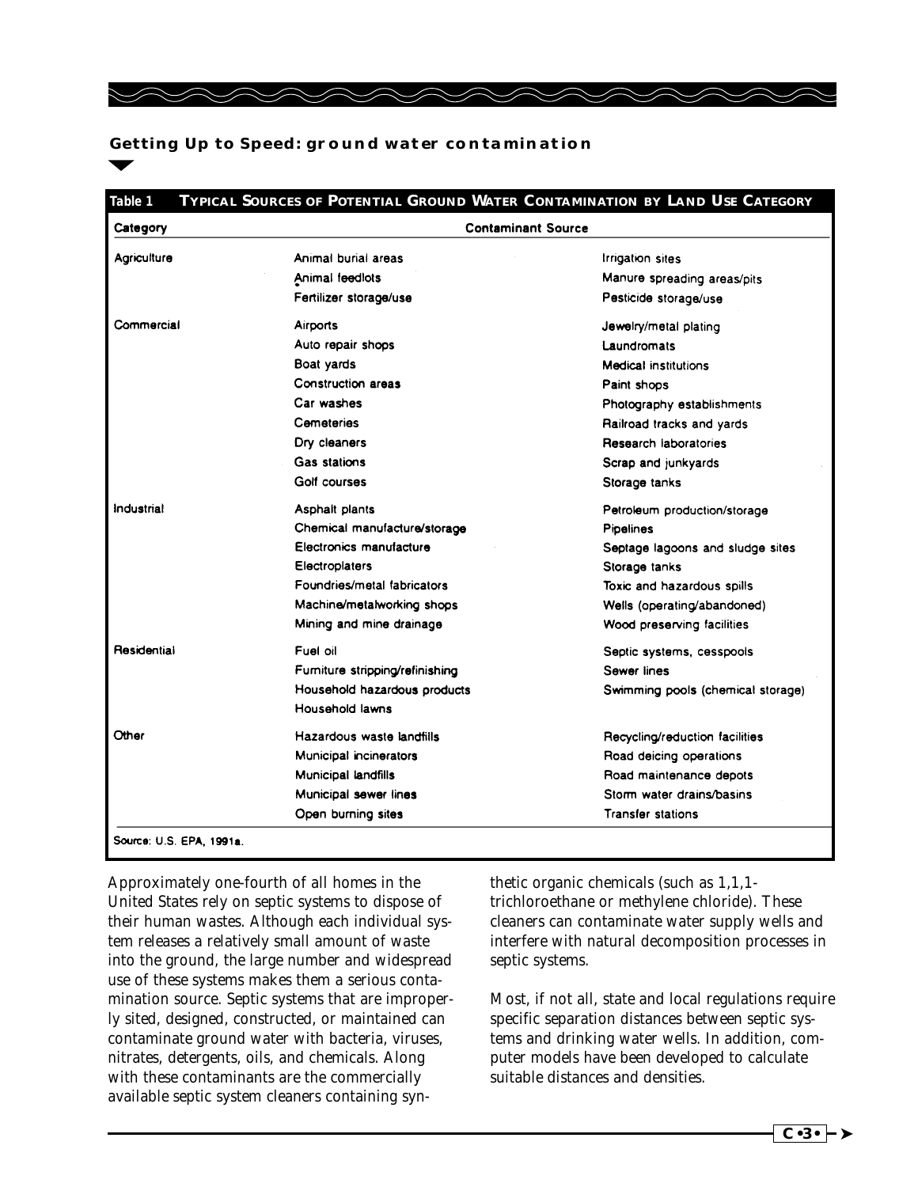**Getting Up to Speed: ground water contamination**

**Table 1 TYPICAL SOURCES OF POTENTIAL GROUND WATER CONTAMINATION BY LAND USE CATEGORY**

| Category | Contaminant Source | |
|---|---|---|
| Agriculture | Animal burial areas | Irrigation sites |
| | Animal feedlots | Manure spreading areas/pits |
| | Fertilizer storage/use | Pesticide storage/use |
| Commercial | Airports | Jewelry/metal plating |
| | Auto repair shops | Laundromats |
| | Boat yards | Medical institutions |
| | Construction areas | Paint shops |
| | Car washes | Photography establishments |
| | Cemeteries | Railroad tracks and yards |
| | Dry cleaners | Research laboratories |
| | Gas stations | Scrap and junkyards |
| | Golf courses | Storage tanks |
| Industrial | Asphalt plants | Petroleum production/storage |
| | Chemical manufacture/storage | Pipelines |
| | Electronics manufacture | Septage lagoons and sludge sites |
| | Electroplaters | Storage tanks |
| | Foundries/metal fabricators | Toxic and hazardous spills |
| | Machine/metalworking shops | Wells (operating/abandoned) |
| | Mining and mine drainage | Wood preserving facilities |
| Residential | Fuel oil | Septic systems, cesspools |
| | Furniture stripping/refinishing | Sewer lines |
| | Household hazardous products | Swimming pools (chemical storage) |
| | Household lawns | |
| Other | Hazardous waste landfills | Recycling/reduction facilities |
| | Municipal incinerators | Road deicing operations |
| | Municipal landfills | Road maintenance depots |
| | Municipal sewer lines | Storm water drains/basins |
| | Open burning sites | Transfer stations |

Source: U.S. EPA, 1991a.

Approximately one-fourth of all homes in the United States rely on septic systems to dispose of their human wastes. Although each individual system releases a relatively small amount of waste into the ground, the large number and widespread use of these systems makes them a serious contamination source. Septic systems that are improperly sited, designed, constructed, or maintained can contaminate ground water with bacteria, viruses, nitrates, detergents, oils, and chemicals. Along with these contaminants are the commercially available septic system cleaners containing synthetic organic chemicals (such as 1,1,1-trichloroethane or methylene chloride). These cleaners can contaminate water supply wells and interfere with natural decomposition processes in septic systems.

Most, if not all, state and local regulations require specific separation distances between septic systems and drinking water wells. In addition, computer models have been developed to calculate suitable distances and densities.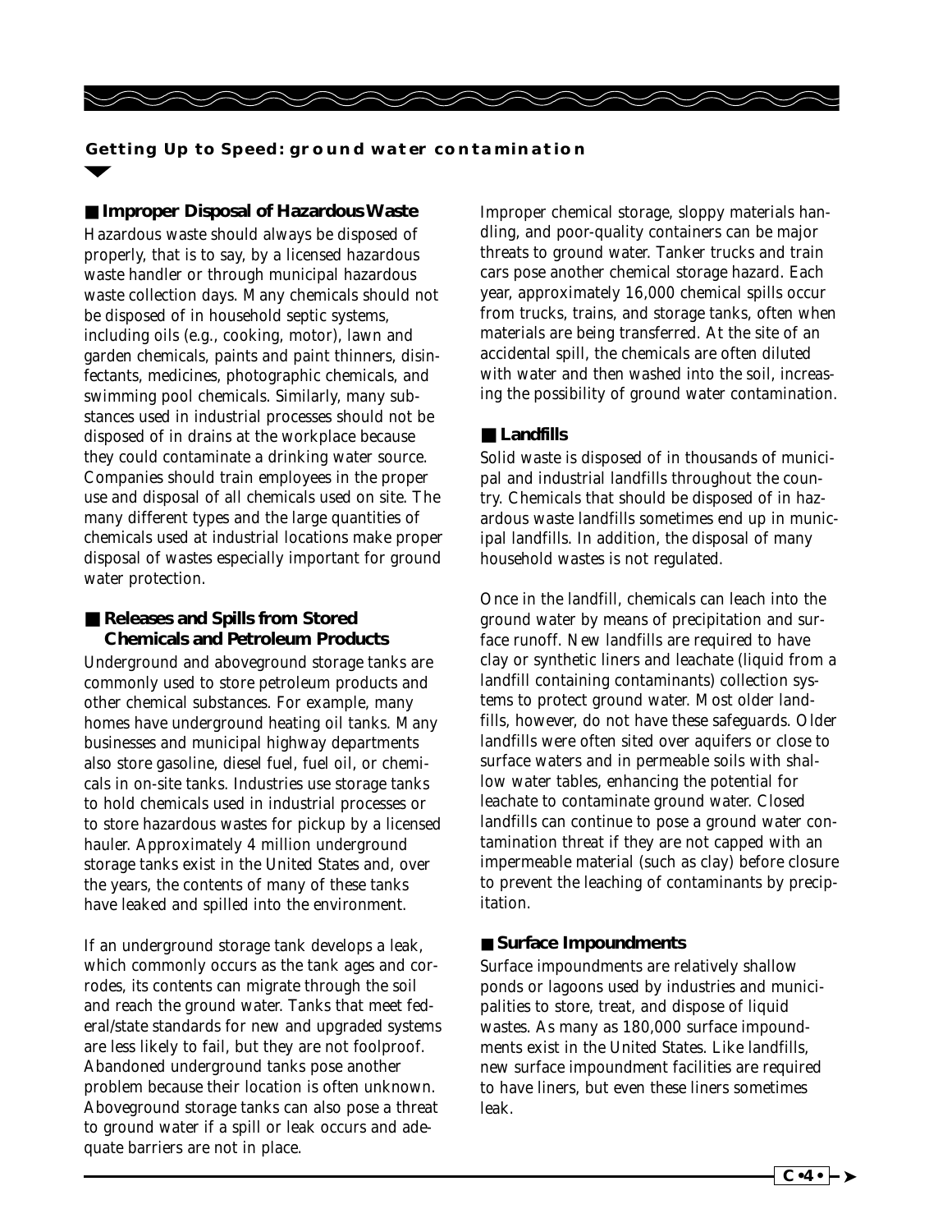## Improper Disposal of Hazardous Waste

Hazardous waste should always be disposed of properly, that is to say, by a licensed hazardous waste handler or through municipal hazardous waste collection days. Many chemicals should not be disposed of in household septic systems, including oils (e.g., cooking, motor), lawn and garden chemicals, paints and paint thinners, disinfectants, medicines, photographic chemicals, and swimming pool chemicals. Similarly, many substances used in industrial processes should not be disposed of in drains at the workplace because they could contaminate a drinking water source. Companies should train employees in the proper use and disposal of all chemicals used on site. The many different types and the large quantities of chemicals used at industrial locations make proper disposal of wastes especially important for ground water protection.

## Releases and Spills from Stored Chemicals and Petroleum Products

Underground and aboveground storage tanks are commonly used to store petroleum products and other chemical substances. For example, many homes have underground heating oil tanks. Many businesses and municipal highway departments also store gasoline, diesel fuel, fuel oil, or chemicals in on-site tanks. Industries use storage tanks to hold chemicals used in industrial processes or to store hazardous wastes for pickup by a licensed hauler. Approximately 4 million underground storage tanks exist in the United States and, over the years, the contents of many of these tanks have leaked and spilled into the environment.

If an underground storage tank develops a leak, which commonly occurs as the tank ages and corrodes, its contents can migrate through the soil and reach the ground water. Tanks that meet federal/state standards for new and upgraded systems are less likely to fail, but they are not foolproof. Abandoned underground tanks pose another problem because their location is often unknown. Aboveground storage tanks can also pose a threat to ground water if a spill or leak occurs and adequate barriers are not in place.

Improper chemical storage, sloppy materials handling, and poor-quality containers can be major threats to ground water. Tanker trucks and train cars pose another chemical storage hazard. Each year, approximately 16,000 chemical spills occur from trucks, trains, and storage tanks, often when materials are being transferred. At the site of an accidental spill, the chemicals are often diluted with water and then washed into the soil, increasing the possibility of ground water contamination.

## Landfills

Solid waste is disposed of in thousands of municipal and industrial landfills throughout the country. Chemicals that should be disposed of in hazardous waste landfills sometimes end up in municipal landfills. In addition, the disposal of many household wastes is not regulated.

Once in the landfill, chemicals can leach into the ground water by means of precipitation and surface runoff. New landfills are required to have clay or synthetic liners and leachate (liquid from a landfill containing contaminants) collection systems to protect ground water. Most older landfills, however, do not have these safeguards. Older landfills were often sited over aquifers or close to surface waters and in permeable soils with shallow water tables, enhancing the potential for leachate to contaminate ground water. Closed landfills can continue to pose a ground water contamination threat if they are not capped with an impermeable material (such as clay) before closure to prevent the leaching of contaminants by precipitation.

## Surface Impoundments

Surface impoundments are relatively shallow ponds or lagoons used by industries and municipalities to store, treat, and dispose of liquid wastes. As many as 180,000 surface impoundments exist in the United States. Like landfills, new surface impoundment facilities are required to have liners, but even these liners sometimes leak.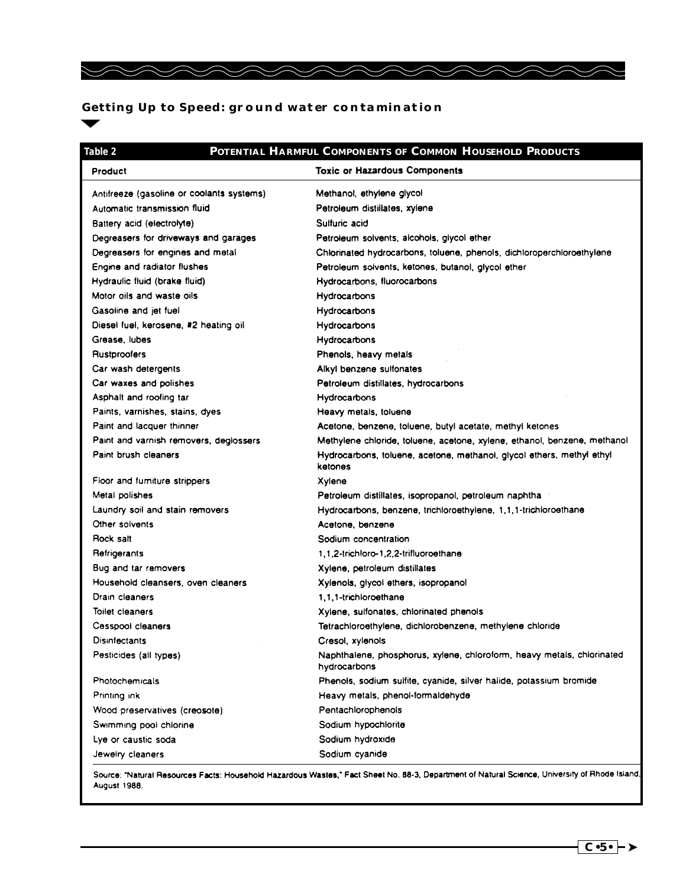## Getting Up to Speed: ground water contamination

**Table 2 — POTENTIAL HARMFUL COMPONENTS OF COMMON HOUSEHOLD PRODUCTS**

| Product | Toxic or Hazardous Components |
|---|---|
| Antifreeze (gasoline or coolants systems) | Methanol, ethylene glycol |
| Automatic transmission fluid | Petroleum distillates, xylene |
| Battery acid (electrolyte) | Sulfuric acid |
| Degreasers for driveways and garages | Petroleum solvents, alcohols, glycol ether |
| Degreasers for engines and metal | Chlorinated hydrocarbons, toluene, phenols, dichloroperchloroethylene |
| Engine and radiator flushes | Petroleum solvents, ketones, butanol, glycol ether |
| Hydraulic fluid (brake fluid) | Hydrocarbons, fluorocarbons |
| Motor oils and waste oils | Hydrocarbons |
| Gasoline and jet fuel | Hydrocarbons |
| Diesel fuel, kerosene, #2 heating oil | Hydrocarbons |
| Grease, lubes | Hydrocarbons |
| Rustproofers | Phenols, heavy metals |
| Car wash detergents | Alkyl benzene sulfonates |
| Car waxes and polishes | Petroleum distillates, hydrocarbons |
| Asphalt and roofing tar | Hydrocarbons |
| Paints, varnishes, stains, dyes | Heavy metals, toluene |
| Paint and lacquer thinner | Acetone, benzene, toluene, butyl acetate, methyl ketones |
| Paint and varnish removers, deglossers | Methylene chloride, toluene, acetone, xylene, ethanol, benzene, methanol |
| Paint brush cleaners | Hydrocarbons, toluene, acetone, methanol, glycol ethers, methyl ethyl ketones |
| Floor and furniture strippers | Xylene |
| Metal polishes | Petroleum distillates, isopropanol, petroleum naphtha |
| Laundry soil and stain removers | Hydrocarbons, benzene, trichloroethylene, 1,1,1-trichloroethane |
| Other solvents | Acetone, benzene |
| Rock salt | Sodium concentration |
| Refrigerants | 1,1,2-trichloro-1,2,2-trifluoroethane |
| Bug and tar removers | Xylene, petroleum distillates |
| Household cleansers, oven cleaners | Xylenols, glycol ethers, isopropanol |
| Drain cleaners | 1,1,1-trichloroethane |
| Toilet cleaners | Xylene, sulfonates, chlorinated phenols |
| Cesspool cleaners | Tetrachloroethylene, dichlorobenzene, methylene chloride |
| Disinfectants | Cresol, xylenols |
| Pesticides (all types) | Naphthalene, phosphorus, xylene, chloroform, heavy metals, chlorinated hydrocarbons |
| Photochemicals | Phenols, sodium sulfite, cyanide, silver halide, potassium bromide |
| Printing ink | Heavy metals, phenol-formaldehyde |
| Wood preservatives (creosote) | Pentachlorophenols |
| Swimming pool chlorine | Sodium hypochlorite |
| Lye or caustic soda | Sodium hydroxide |
| Jewelry cleaners | Sodium cyanide |

Source: "Natural Resources Facts: Household Hazardous Wastes," Fact Sheet No. 88-3, Department of Natural Science, University of Rhode Island, August 1988.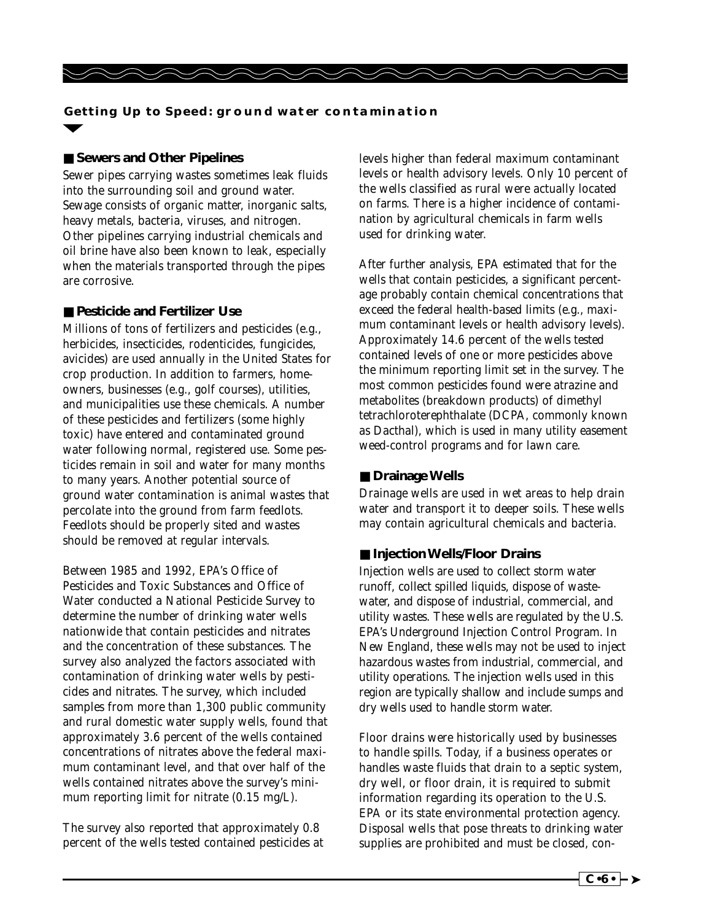**Getting Up to Speed: ground water contamination**

## ■ Sewers and Other Pipelines

Sewer pipes carrying wastes sometimes leak fluids into the surrounding soil and ground water. Sewage consists of organic matter, inorganic salts, heavy metals, bacteria, viruses, and nitrogen. Other pipelines carrying industrial chemicals and oil brine have also been known to leak, especially when the materials transported through the pipes are corrosive.

## ■ Pesticide and Fertilizer Use

Millions of tons of fertilizers and pesticides (e.g., herbicides, insecticides, rodenticides, fungicides, avicides) are used annually in the United States for crop production. In addition to farmers, homeowners, businesses (e.g., golf courses), utilities, and municipalities use these chemicals. A number of these pesticides and fertilizers (some highly toxic) have entered and contaminated ground water following normal, registered use. Some pesticides remain in soil and water for many months to many years. Another potential source of ground water contamination is animal wastes that percolate into the ground from farm feedlots. Feedlots should be properly sited and wastes should be removed at regular intervals.

Between 1985 and 1992, EPA's Office of Pesticides and Toxic Substances and Office of Water conducted a National Pesticide Survey to determine the number of drinking water wells nationwide that contain pesticides and nitrates and the concentration of these substances. The survey also analyzed the factors associated with contamination of drinking water wells by pesticides and nitrates. The survey, which included samples from more than 1,300 public community and rural domestic water supply wells, found that approximately 3.6 percent of the wells contained concentrations of nitrates above the federal maximum contaminant level, and that over half of the wells contained nitrates above the survey's minimum reporting limit for nitrate (0.15 mg/L).

The survey also reported that approximately 0.8 percent of the wells tested contained pesticides at levels higher than federal maximum contaminant levels or health advisory levels. Only 10 percent of the wells classified as rural were actually located on farms. There is a higher incidence of contamination by agricultural chemicals in farm wells used for drinking water.

After further analysis, EPA estimated that for the wells that contain pesticides, a significant percentage probably contain chemical concentrations that exceed the federal health-based limits (e.g., maximum contaminant levels or health advisory levels). Approximately 14.6 percent of the wells tested contained levels of one or more pesticides above the minimum reporting limit set in the survey. The most common pesticides found were atrazine and metabolites (breakdown products) of dimethyl tetrachloroterephthalate (DCPA, commonly known as Dacthal), which is used in many utility easement weed-control programs and for lawn care.

## ■ Drainage Wells

Drainage wells are used in wet areas to help drain water and transport it to deeper soils. These wells may contain agricultural chemicals and bacteria.

## ■ Injection Wells/Floor Drains

Injection wells are used to collect storm water runoff, collect spilled liquids, dispose of wastewater, and dispose of industrial, commercial, and utility wastes. These wells are regulated by the U.S. EPA's Underground Injection Control Program. In New England, these wells may not be used to inject hazardous wastes from industrial, commercial, and utility operations. The injection wells used in this region are typically shallow and include sumps and dry wells used to handle storm water.

Floor drains were historically used by businesses to handle spills. Today, if a business operates or handles waste fluids that drain to a septic system, dry well, or floor drain, it is required to submit information regarding its operation to the U.S. EPA or its state environmental protection agency. Disposal wells that pose threats to drinking water supplies are prohibited and must be closed, con-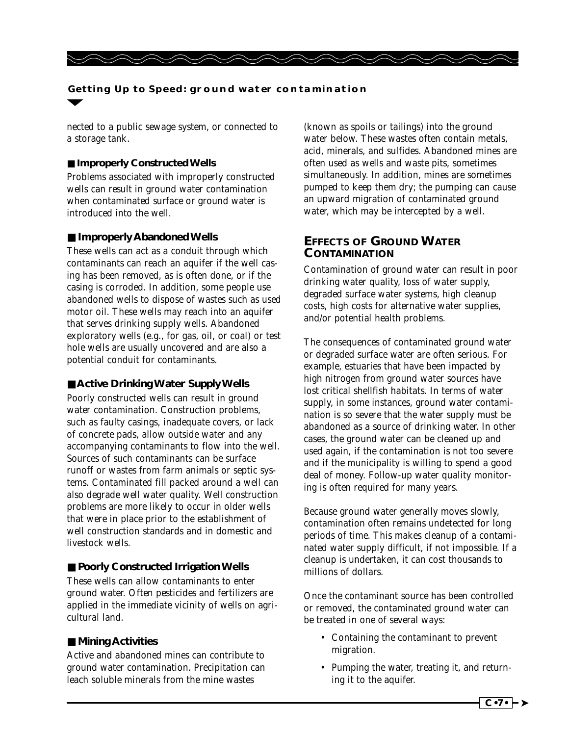nected to a public sewage system, or connected to a storage tank.

■ **Improperly Constructed Wells**

Problems associated with improperly constructed wells can result in ground water contamination when contaminated surface or ground water is introduced into the well.

■ **Improperly Abandoned Wells**

These wells can act as a conduit through which contaminants can reach an aquifer if the well casing has been removed, as is often done, or if the casing is corroded. In addition, some people use abandoned wells to dispose of wastes such as used motor oil. These wells may reach into an aquifer that serves drinking supply wells. Abandoned exploratory wells (e.g., for gas, oil, or coal) or test hole wells are usually uncovered and are also a potential conduit for contaminants.

■ **Active Drinking Water Supply Wells**

Poorly constructed wells can result in ground water contamination. Construction problems, such as faulty casings, inadequate covers, or lack of concrete pads, allow outside water and any accompanying contaminants to flow into the well. Sources of such contaminants can be surface runoff or wastes from farm animals or septic systems. Contaminated fill packed around a well can also degrade well water quality. Well construction problems are more likely to occur in older wells that were in place prior to the establishment of well construction standards and in domestic and livestock wells.

■ **Poorly Constructed Irrigation Wells**

These wells can allow contaminants to enter ground water. Often pesticides and fertilizers are applied in the immediate vicinity of wells on agricultural land.

■ **Mining Activities**

Active and abandoned mines can contribute to ground water contamination. Precipitation can leach soluble minerals from the mine wastes (known as spoils or tailings) into the ground water below. These wastes often contain metals, acid, minerals, and sulfides. Abandoned mines are often used as wells and waste pits, sometimes simultaneously. In addition, mines are sometimes pumped to keep them dry; the pumping can cause an upward migration of contaminated ground water, which may be intercepted by a well.

## EFFECTS OF GROUND WATER CONTAMINATION

Contamination of ground water can result in poor drinking water quality, loss of water supply, degraded surface water systems, high cleanup costs, high costs for alternative water supplies, and/or potential health problems.

The consequences of contaminated ground water or degraded surface water are often serious. For example, estuaries that have been impacted by high nitrogen from ground water sources have lost critical shellfish habitats. In terms of water supply, in some instances, ground water contamination is so severe that the water supply must be abandoned as a source of drinking water. In other cases, the ground water can be cleaned up and used again, if the contamination is not too severe and if the municipality is willing to spend a good deal of money. Follow-up water quality monitoring is often required for many years.

Because ground water generally moves slowly, contamination often remains undetected for long periods of time. This makes cleanup of a contaminated water supply difficult, if not impossible. If a cleanup is undertaken, it can cost thousands to millions of dollars.

Once the contaminant source has been controlled or removed, the contaminated ground water can be treated in one of several ways:

- Containing the contaminant to prevent migration.
- Pumping the water, treating it, and returning it to the aquifer.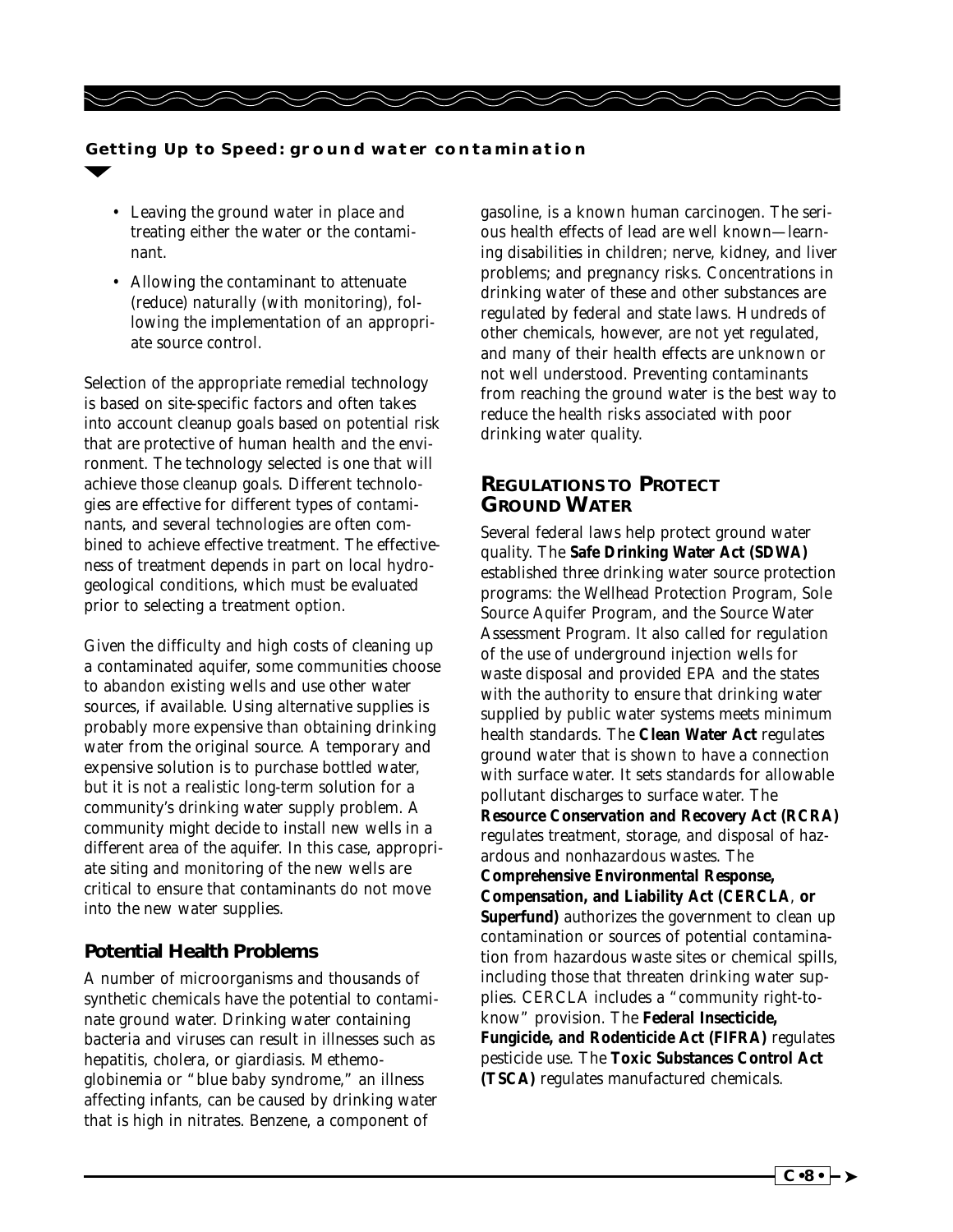- Leaving the ground water in place and treating either the water or the contaminant.
- Allowing the contaminant to attenuate (reduce) naturally (with monitoring), following the implementation of an appropriate source control.

Selection of the appropriate remedial technology is based on site-specific factors and often takes into account cleanup goals based on potential risk that are protective of human health and the environment. The technology selected is one that will achieve those cleanup goals. Different technologies are effective for different types of contaminants, and several technologies are often combined to achieve effective treatment. The effectiveness of treatment depends in part on local hydrogeological conditions, which must be evaluated prior to selecting a treatment option.

Given the difficulty and high costs of cleaning up a contaminated aquifer, some communities choose to abandon existing wells and use other water sources, if available. Using alternative supplies is probably more expensive than obtaining drinking water from the original source. A temporary and expensive solution is to purchase bottled water, but it is not a realistic long-term solution for a community's drinking water supply problem. A community might decide to install new wells in a different area of the aquifer. In this case, appropriate siting and monitoring of the new wells are critical to ensure that contaminants do not move into the new water supplies.

### Potential Health Problems

A number of microorganisms and thousands of synthetic chemicals have the potential to contaminate ground water. Drinking water containing bacteria and viruses can result in illnesses such as hepatitis, cholera, or giardiasis. Methemoglobinemia or "blue baby syndrome," an illness affecting infants, can be caused by drinking water that is high in nitrates. Benzene, a component of gasoline, is a known human carcinogen. The serious health effects of lead are well known—learning disabilities in children; nerve, kidney, and liver problems; and pregnancy risks. Concentrations in drinking water of these and other substances are regulated by federal and state laws. Hundreds of other chemicals, however, are not yet regulated, and many of their health effects are unknown or not well understood. Preventing contaminants from reaching the ground water is the best way to reduce the health risks associated with poor drinking water quality.

## Regulations to Protect Ground Water

Several federal laws help protect ground water quality. The **Safe Drinking Water Act (SDWA)** established three drinking water source protection programs: the Wellhead Protection Program, Sole Source Aquifer Program, and the Source Water Assessment Program. It also called for regulation of the use of underground injection wells for waste disposal and provided EPA and the states with the authority to ensure that drinking water supplied by public water systems meets minimum health standards. The **Clean Water Act** regulates ground water that is shown to have a connection with surface water. It sets standards for allowable pollutant discharges to surface water. The **Resource Conservation and Recovery Act (RCRA)** regulates treatment, storage, and disposal of hazardous and nonhazardous wastes. The **Comprehensive Environmental Response, Compensation, and Liability Act (CERCLA, or Superfund)** authorizes the government to clean up contamination or sources of potential contamination from hazardous waste sites or chemical spills, including those that threaten drinking water supplies. CERCLA includes a "community right-to-know" provision. The **Federal Insecticide, Fungicide, and Rodenticide Act (FIFRA)** regulates pesticide use. The **Toxic Substances Control Act (TSCA)** regulates manufactured chemicals.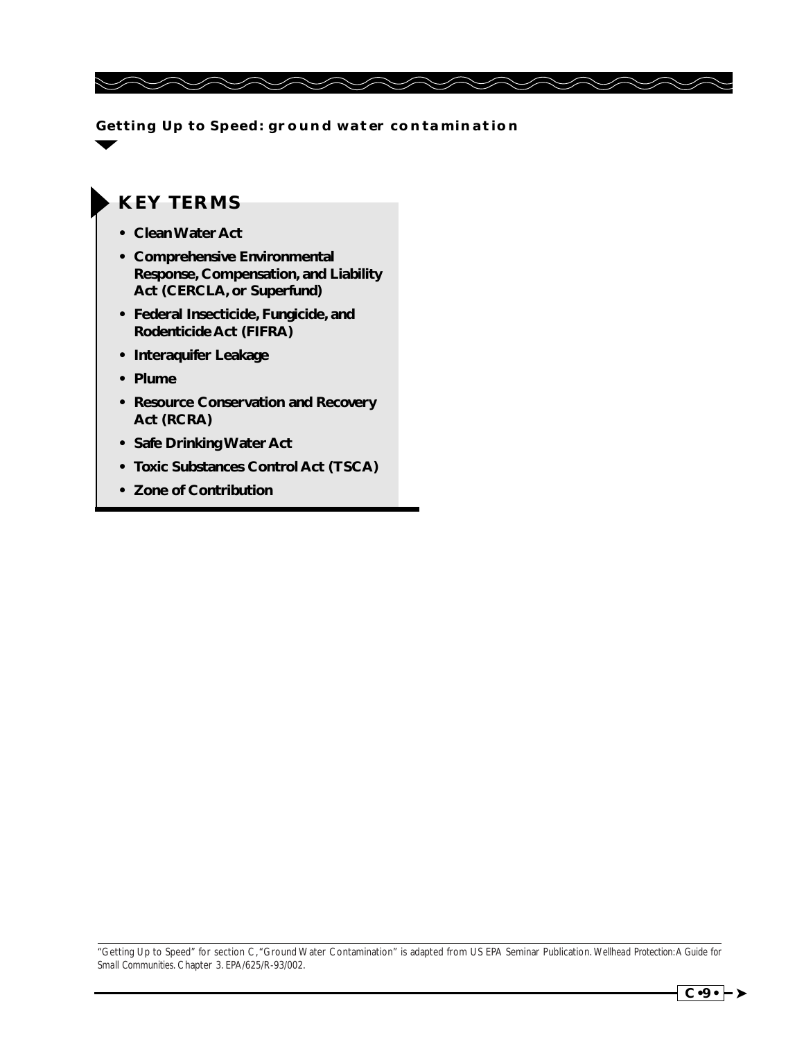**Getting Up to Speed: ground water contamination**

## KEY TERMS

- **Clean Water Act**
- **Comprehensive Environmental Response, Compensation, and Liability Act (CERCLA, or Superfund)**
- **Federal Insecticide, Fungicide, and Rodenticide Act (FIFRA)**
- **Interaquifer Leakage**
- **Plume**
- **Resource Conservation and Recovery Act (RCRA)**
- **Safe Drinking Water Act**
- **Toxic Substances Control Act (TSCA)**
- **Zone of Contribution**

"Getting Up to Speed" for section C, "Ground Water Contamination" is adapted from US EPA Seminar Publication. *Wellhead Protection: A Guide for Small Communities.* Chapter 3. EPA/625/R-93/002.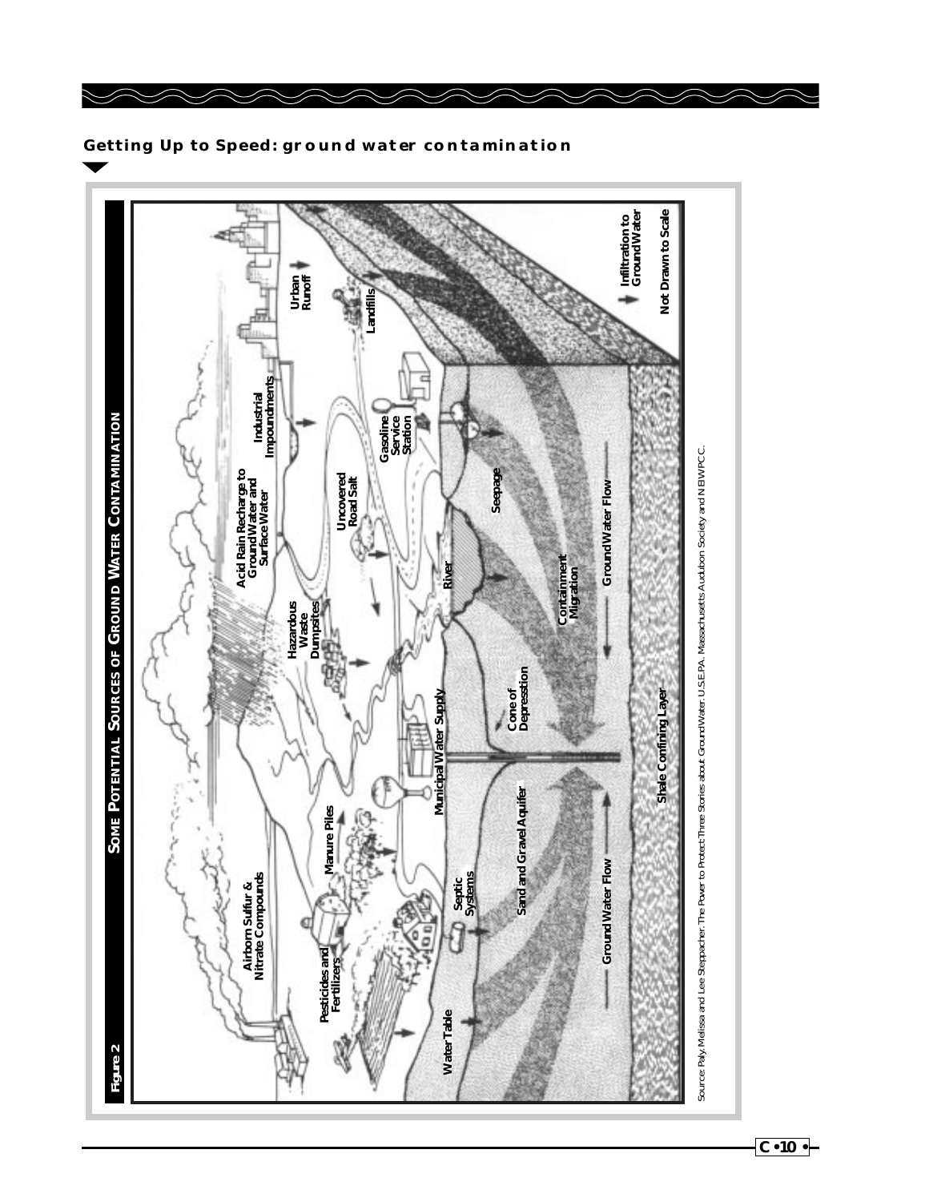## Getting Up to Speed: ground water contamination

Figure 2

SOME POTENTIAL SOURCES OF GROUND WATER CONTAMINATION

Airborn Sulfur & Nitrate Compounds

Acid Rain Recharge to Ground Water and Surface Water

Industrial Impoundments

Urban Runoff

Landfills

Pesticides and Fertilizers

Manure Piles

Hazardous Waste Dumpsites

Uncovered Road Salt

Gasoline Service Station

Water Table

Septic Systems

Municipal Water Supply

River

Seepage

Sand and Gravel Aquifer

Cone of Depresstion

Containment Migration

Ground Water Flow

Ground Water Flow

Shale Confining Layer

Infiltration to Ground Water

Not Drawn to Scale

Source: Paly, Melissa and Lee Steppacher. The Power to Protect: Three Stories about Ground Water. U.S.E.P.A., Massachusetts Audubon Society and NEIWPCC.